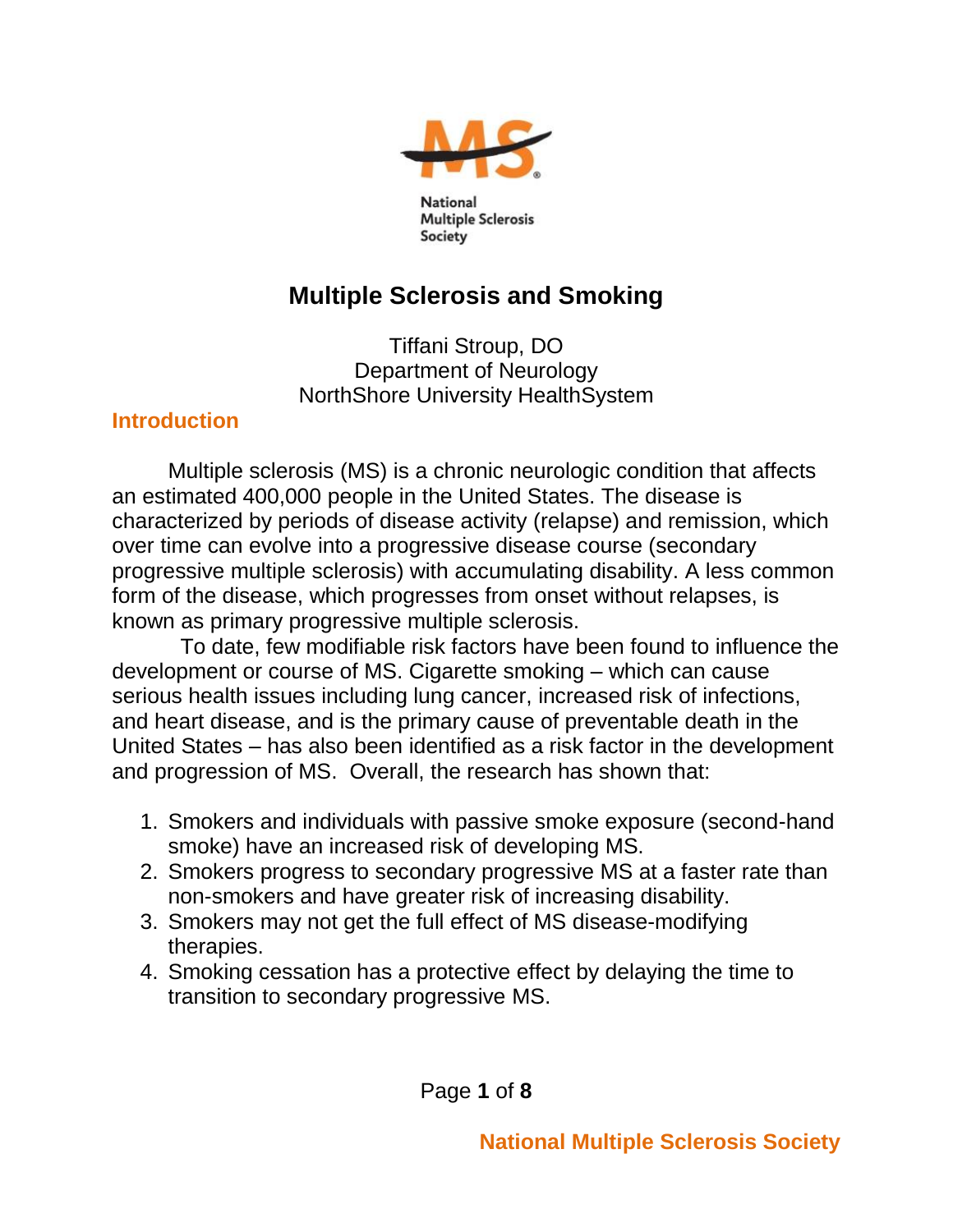National Multiple Sclerosis Society

# Multiple Sclerosis and Smoking

Tiffani Stroup, DO
Department of Neurology
NorthShore University HealthSystem

## Introduction

Multiple sclerosis (MS) is a chronic neurologic condition that affects an estimated 400,000 people in the United States. The disease is characterized by periods of disease activity (relapse) and remission, which over time can evolve into a progressive disease course (secondary progressive multiple sclerosis) with accumulating disability. A less common form of the disease, which progresses from onset without relapses, is known as primary progressive multiple sclerosis.

To date, few modifiable risk factors have been found to influence the development or course of MS. Cigarette smoking – which can cause serious health issues including lung cancer, increased risk of infections, and heart disease, and is the primary cause of preventable death in the United States – has also been identified as a risk factor in the development and progression of MS. Overall, the research has shown that:

1. Smokers and individuals with passive smoke exposure (second-hand smoke) have an increased risk of developing MS.
2. Smokers progress to secondary progressive MS at a faster rate than non-smokers and have greater risk of increasing disability.
3. Smokers may not get the full effect of MS disease-modifying therapies.
4. Smoking cessation has a protective effect by delaying the time to transition to secondary progressive MS.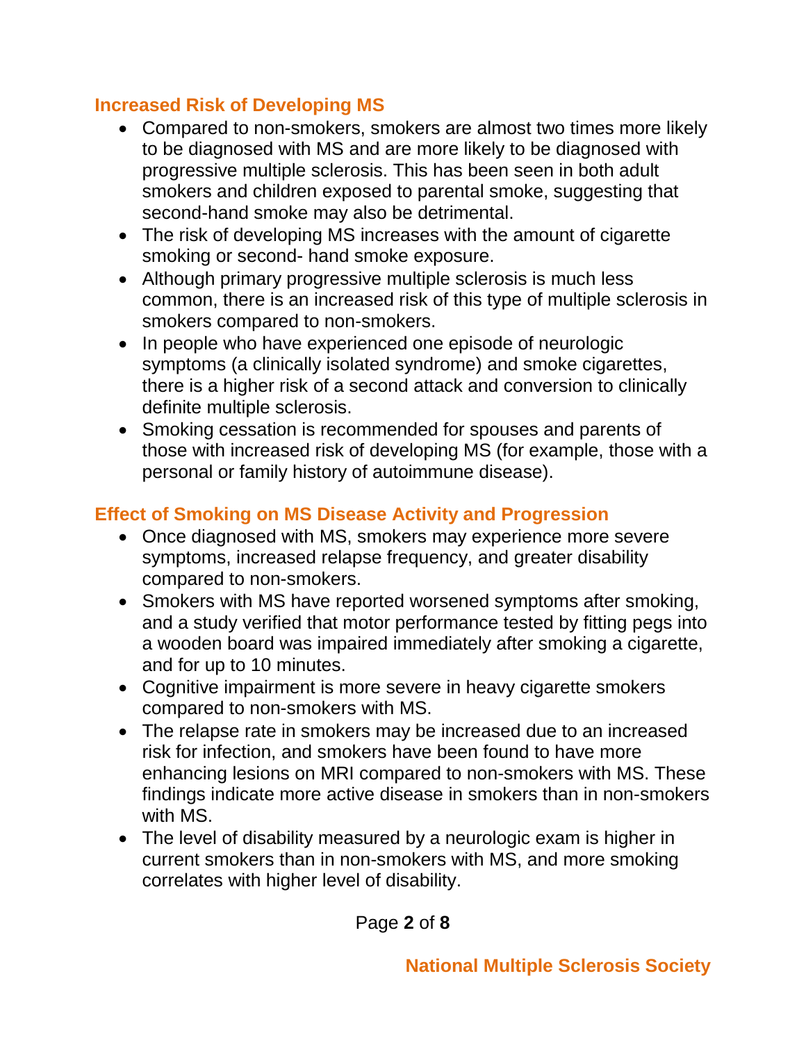## Increased Risk of Developing MS

- Compared to non-smokers, smokers are almost two times more likely to be diagnosed with MS and are more likely to be diagnosed with progressive multiple sclerosis. This has been seen in both adult smokers and children exposed to parental smoke, suggesting that second-hand smoke may also be detrimental.
- The risk of developing MS increases with the amount of cigarette smoking or second- hand smoke exposure.
- Although primary progressive multiple sclerosis is much less common, there is an increased risk of this type of multiple sclerosis in smokers compared to non-smokers.
- In people who have experienced one episode of neurologic symptoms (a clinically isolated syndrome) and smoke cigarettes, there is a higher risk of a second attack and conversion to clinically definite multiple sclerosis.
- Smoking cessation is recommended for spouses and parents of those with increased risk of developing MS (for example, those with a personal or family history of autoimmune disease).

## Effect of Smoking on MS Disease Activity and Progression

- Once diagnosed with MS, smokers may experience more severe symptoms, increased relapse frequency, and greater disability compared to non-smokers.
- Smokers with MS have reported worsened symptoms after smoking, and a study verified that motor performance tested by fitting pegs into a wooden board was impaired immediately after smoking a cigarette, and for up to 10 minutes.
- Cognitive impairment is more severe in heavy cigarette smokers compared to non-smokers with MS.
- The relapse rate in smokers may be increased due to an increased risk for infection, and smokers have been found to have more enhancing lesions on MRI compared to non-smokers with MS. These findings indicate more active disease in smokers than in non-smokers with MS.
- The level of disability measured by a neurologic exam is higher in current smokers than in non-smokers with MS, and more smoking correlates with higher level of disability.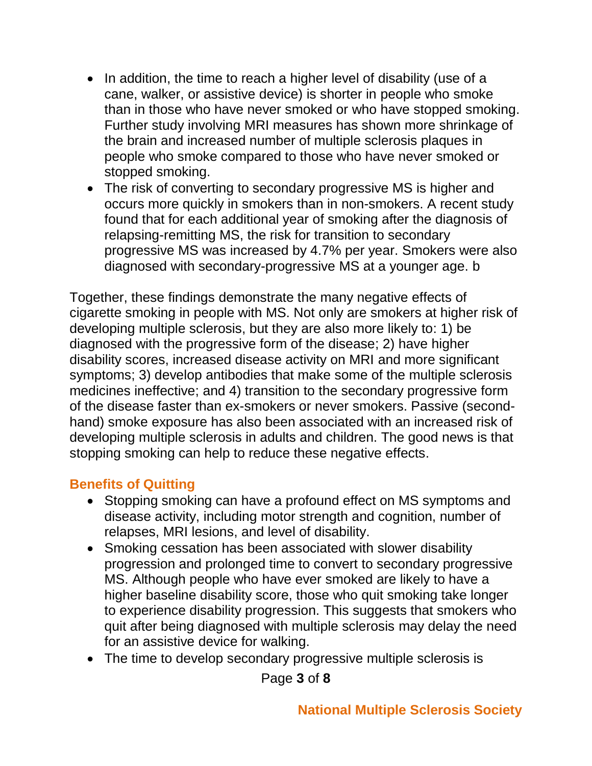- In addition, the time to reach a higher level of disability (use of a cane, walker, or assistive device) is shorter in people who smoke than in those who have never smoked or who have stopped smoking. Further study involving MRI measures has shown more shrinkage of the brain and increased number of multiple sclerosis plaques in people who smoke compared to those who have never smoked or stopped smoking.
- The risk of converting to secondary progressive MS is higher and occurs more quickly in smokers than in non-smokers. A recent study found that for each additional year of smoking after the diagnosis of relapsing-remitting MS, the risk for transition to secondary progressive MS was increased by 4.7% per year. Smokers were also diagnosed with secondary-progressive MS at a younger age. b

Together, these findings demonstrate the many negative effects of cigarette smoking in people with MS. Not only are smokers at higher risk of developing multiple sclerosis, but they are also more likely to: 1) be diagnosed with the progressive form of the disease; 2) have higher disability scores, increased disease activity on MRI and more significant symptoms; 3) develop antibodies that make some of the multiple sclerosis medicines ineffective; and 4) transition to the secondary progressive form of the disease faster than ex-smokers or never smokers. Passive (second-hand) smoke exposure has also been associated with an increased risk of developing multiple sclerosis in adults and children. The good news is that stopping smoking can help to reduce these negative effects.

## Benefits of Quitting

- Stopping smoking can have a profound effect on MS symptoms and disease activity, including motor strength and cognition, number of relapses, MRI lesions, and level of disability.
- Smoking cessation has been associated with slower disability progression and prolonged time to convert to secondary progressive MS. Although people who have ever smoked are likely to have a higher baseline disability score, those who quit smoking take longer to experience disability progression. This suggests that smokers who quit after being diagnosed with multiple sclerosis may delay the need for an assistive device for walking.
- The time to develop secondary progressive multiple sclerosis is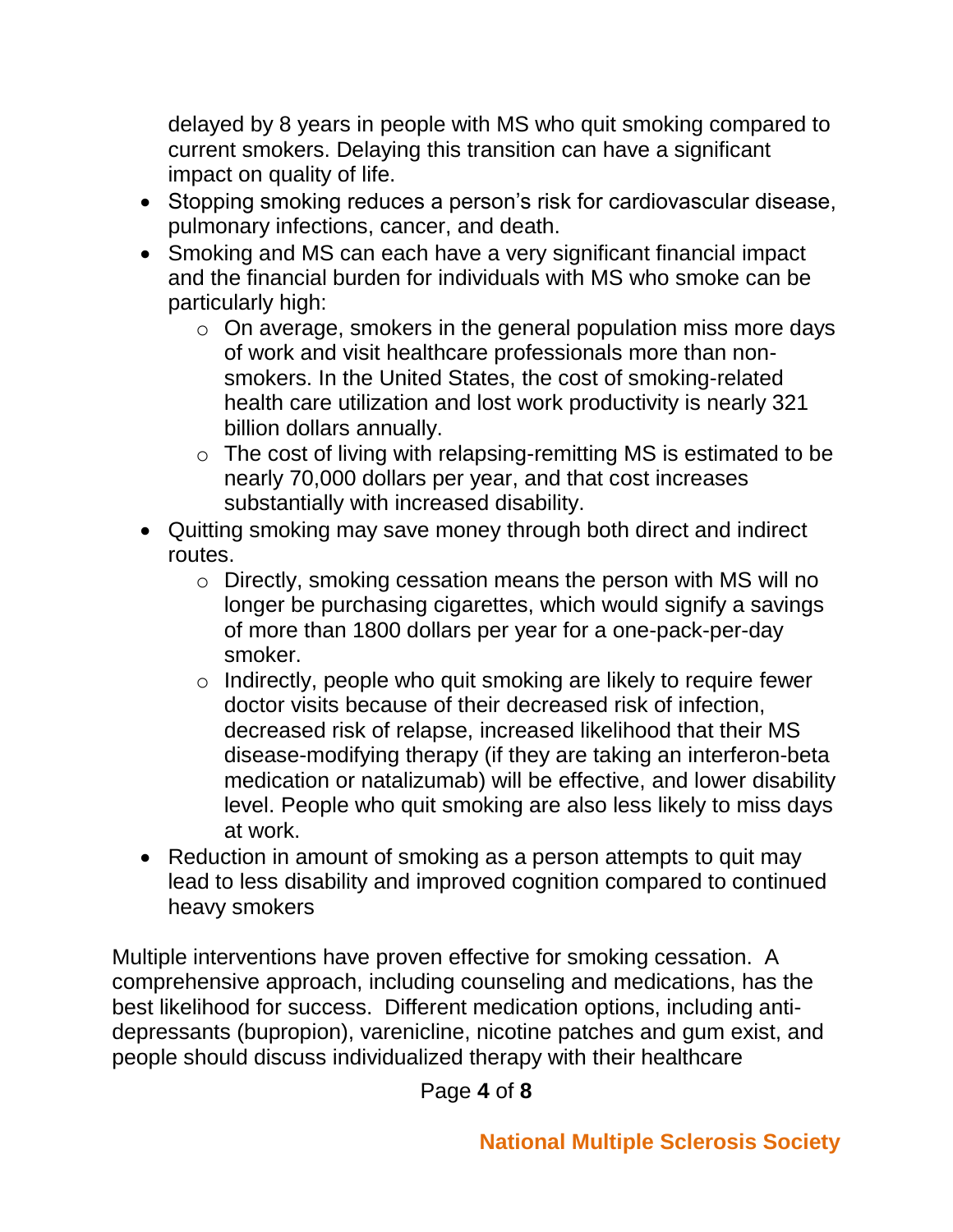delayed by 8 years in people with MS who quit smoking compared to current smokers. Delaying this transition can have a significant impact on quality of life.

- Stopping smoking reduces a person's risk for cardiovascular disease, pulmonary infections, cancer, and death.
- Smoking and MS can each have a very significant financial impact and the financial burden for individuals with MS who smoke can be particularly high:
    - On average, smokers in the general population miss more days of work and visit healthcare professionals more than non-smokers. In the United States, the cost of smoking-related health care utilization and lost work productivity is nearly 321 billion dollars annually.
    - The cost of living with relapsing-remitting MS is estimated to be nearly 70,000 dollars per year, and that cost increases substantially with increased disability.
- Quitting smoking may save money through both direct and indirect routes.
    - Directly, smoking cessation means the person with MS will no longer be purchasing cigarettes, which would signify a savings of more than 1800 dollars per year for a one-pack-per-day smoker.
    - Indirectly, people who quit smoking are likely to require fewer doctor visits because of their decreased risk of infection, decreased risk of relapse, increased likelihood that their MS disease-modifying therapy (if they are taking an interferon-beta medication or natalizumab) will be effective, and lower disability level. People who quit smoking are also less likely to miss days at work.
- Reduction in amount of smoking as a person attempts to quit may lead to less disability and improved cognition compared to continued heavy smokers

Multiple interventions have proven effective for smoking cessation. A comprehensive approach, including counseling and medications, has the best likelihood for success. Different medication options, including anti-depressants (bupropion), varenicline, nicotine patches and gum exist, and people should discuss individualized therapy with their healthcare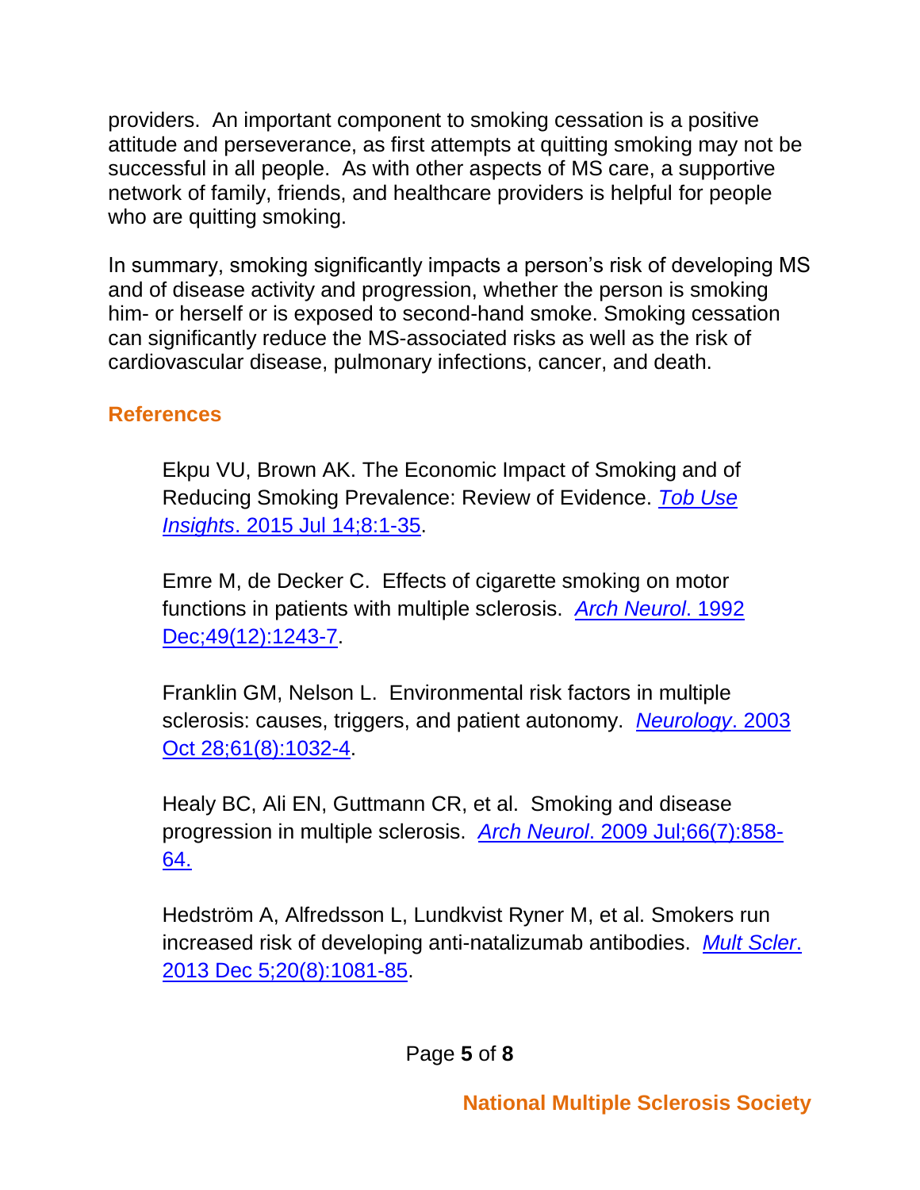providers. An important component to smoking cessation is a positive attitude and perseverance, as first attempts at quitting smoking may not be successful in all people. As with other aspects of MS care, a supportive network of family, friends, and healthcare providers is helpful for people who are quitting smoking.

In summary, smoking significantly impacts a person's risk of developing MS and of disease activity and progression, whether the person is smoking him- or herself or is exposed to second-hand smoke. Smoking cessation can significantly reduce the MS-associated risks as well as the risk of cardiovascular disease, pulmonary infections, cancer, and death.

## References

Ekpu VU, Brown AK. The Economic Impact of Smoking and of Reducing Smoking Prevalence: Review of Evidence. *Tob Use Insights*. 2015 Jul 14;8:1-35.

Emre M, de Decker C. Effects of cigarette smoking on motor functions in patients with multiple sclerosis. *Arch Neurol*. 1992 Dec;49(12):1243-7.

Franklin GM, Nelson L. Environmental risk factors in multiple sclerosis: causes, triggers, and patient autonomy. *Neurology*. 2003 Oct 28;61(8):1032-4.

Healy BC, Ali EN, Guttmann CR, et al. Smoking and disease progression in multiple sclerosis. *Arch Neurol*. 2009 Jul;66(7):858-64.

Hedström A, Alfredsson L, Lundkvist Ryner M, et al. Smokers run increased risk of developing anti-natalizumab antibodies. *Mult Scler*. 2013 Dec 5;20(8):1081-85.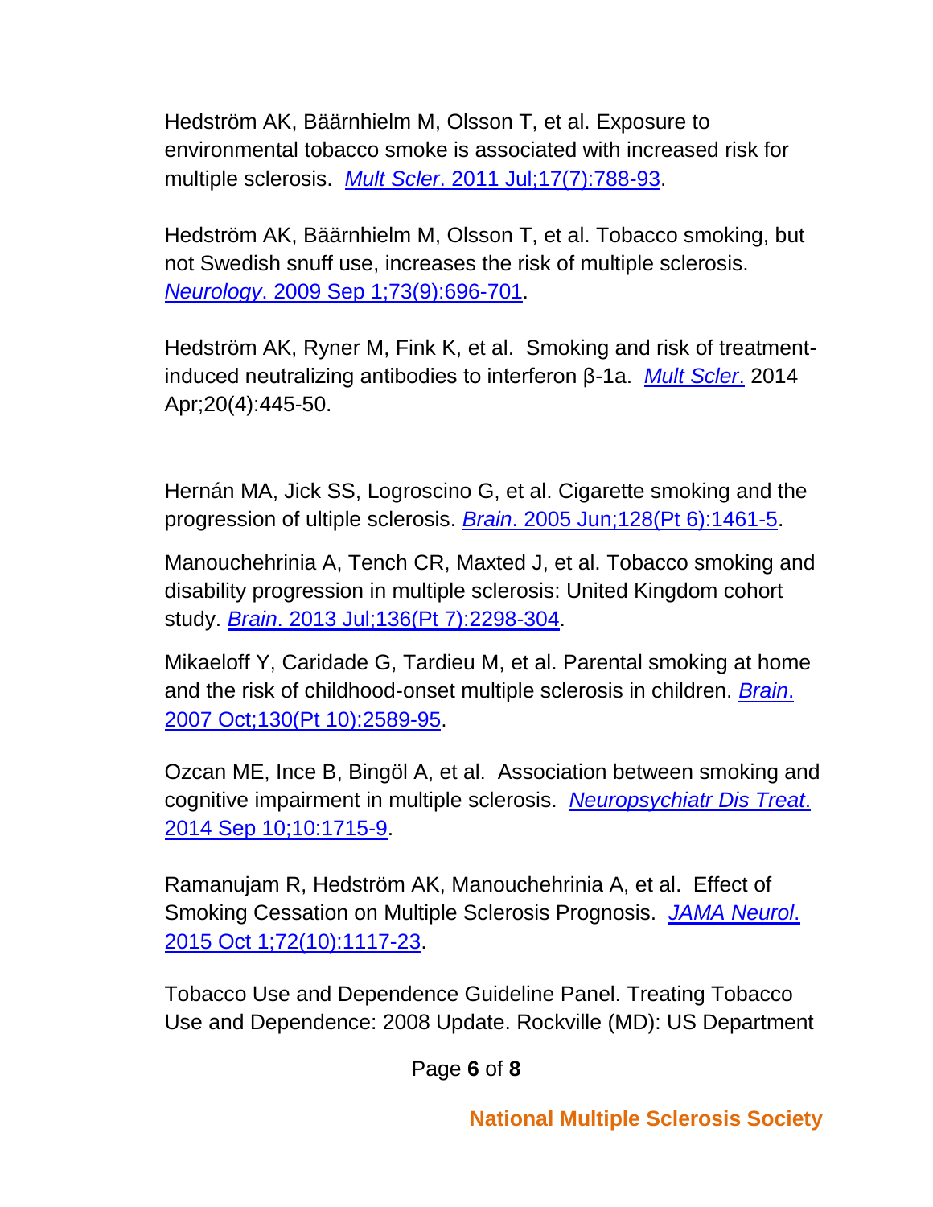Hedström AK, Bäärnhielm M, Olsson T, et al. Exposure to environmental tobacco smoke is associated with increased risk for multiple sclerosis. [*Mult Scler*. 2011 Jul;17(7):788-93].

Hedström AK, Bäärnhielm M, Olsson T, et al. Tobacco smoking, but not Swedish snuff use, increases the risk of multiple sclerosis. [*Neurology*. 2009 Sep 1;73(9):696-701].

Hedström AK, Ryner M, Fink K, et al. Smoking and risk of treatment-induced neutralizing antibodies to interferon β-1a. [*Mult Scler*.] 2014 Apr;20(4):445-50.

Hernán MA, Jick SS, Logroscino G, et al. Cigarette smoking and the progression of ultiple sclerosis. [*Brain*. 2005 Jun;128(Pt 6):1461-5].

Manouchehrinia A, Tench CR, Maxted J, et al. Tobacco smoking and disability progression in multiple sclerosis: United Kingdom cohort study. [*Brain*. 2013 Jul;136(Pt 7):2298-304].

Mikaeloff Y, Caridade G, Tardieu M, et al. Parental smoking at home and the risk of childhood-onset multiple sclerosis in children. [*Brain*. 2007 Oct;130(Pt 10):2589-95].

Ozcan ME, Ince B, Bingöl A, et al. Association between smoking and cognitive impairment in multiple sclerosis. [*Neuropsychiatr Dis Treat*. 2014 Sep 10;10:1715-9].

Ramanujam R, Hedström AK, Manouchehrinia A, et al. Effect of Smoking Cessation on Multiple Sclerosis Prognosis. [*JAMA Neurol*. 2015 Oct 1;72(10):1117-23].

Tobacco Use and Dependence Guideline Panel. Treating Tobacco Use and Dependence: 2008 Update. Rockville (MD): US Department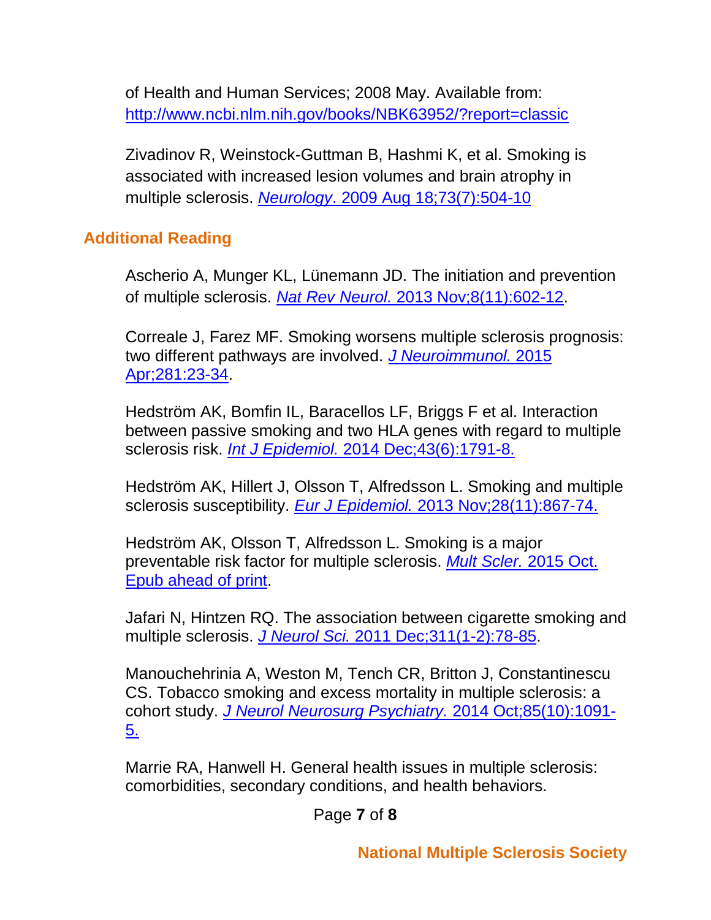of Health and Human Services; 2008 May. Available from: [http://www.ncbi.nlm.nih.gov/books/NBK63952/?report=classic](http://www.ncbi.nlm.nih.gov/books/NBK63952/?report=classic)

Zivadinov R, Weinstock-Guttman B, Hashmi K, et al. Smoking is associated with increased lesion volumes and brain atrophy in multiple sclerosis. *Neurology*. 2009 Aug 18;73(7):504-10

## Additional Reading

Ascherio A, Munger KL, Lünemann JD. The initiation and prevention of multiple sclerosis. *Nat Rev Neurol.* 2013 Nov;8(11):602-12.

Correale J, Farez MF. Smoking worsens multiple sclerosis prognosis: two different pathways are involved. *J Neuroimmunol.* 2015 Apr;281:23-34.

Hedström AK, Bomfin IL, Baracellos LF, Briggs F et al. Interaction between passive smoking and two HLA genes with regard to multiple sclerosis risk. *Int J Epidemiol.* 2014 Dec;43(6):1791-8.

Hedström AK, Hillert J, Olsson T, Alfredsson L. Smoking and multiple sclerosis susceptibility. *Eur J Epidemiol.* 2013 Nov;28(11):867-74.

Hedström AK, Olsson T, Alfredsson L. Smoking is a major preventable risk factor for multiple sclerosis. *Mult Scler.* 2015 Oct. Epub ahead of print.

Jafari N, Hintzen RQ. The association between cigarette smoking and multiple sclerosis. *J Neurol Sci.* 2011 Dec;311(1-2):78-85.

Manouchehrinia A, Weston M, Tench CR, Britton J, Constantinescu CS. Tobacco smoking and excess mortality in multiple sclerosis: a cohort study. *J Neurol Neurosurg Psychiatry.* 2014 Oct;85(10):1091-5.

Marrie RA, Hanwell H. General health issues in multiple sclerosis: comorbidities, secondary conditions, and health behaviors.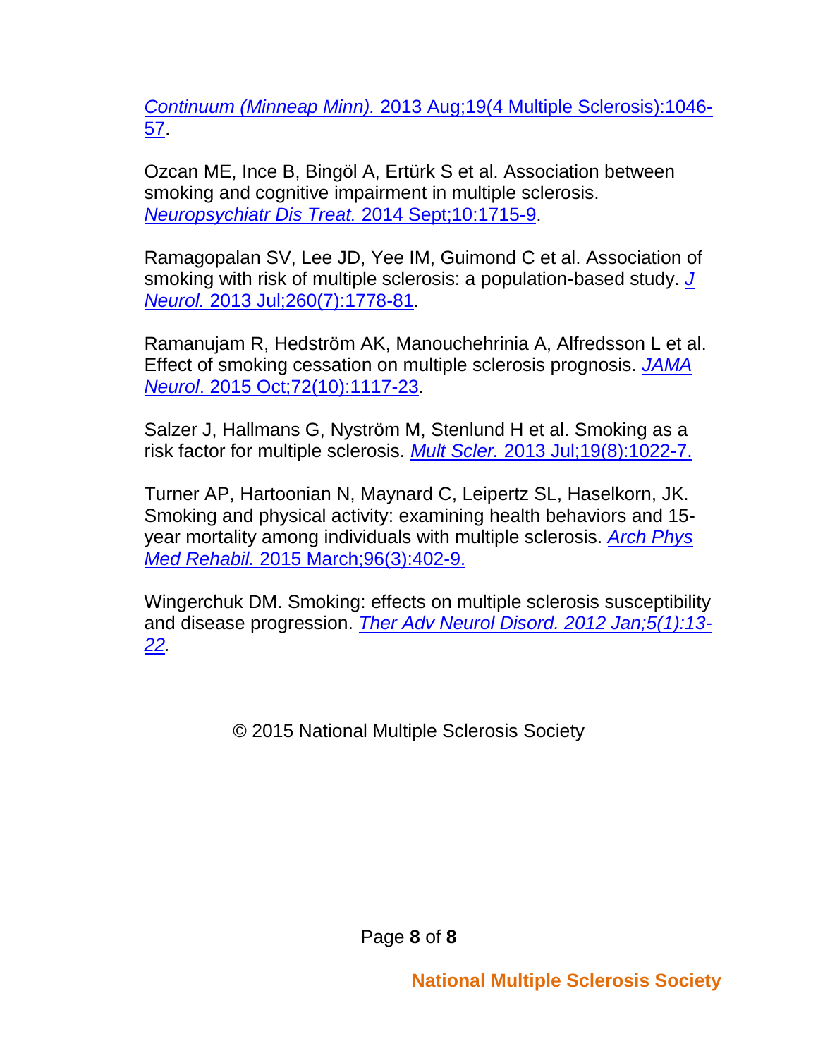*Continuum (Minneap Minn).* 2013 Aug;19(4 Multiple Sclerosis):1046-57.

Ozcan ME, Ince B, Bingöl A, Ertürk S et al. Association between smoking and cognitive impairment in multiple sclerosis. *Neuropsychiatr Dis Treat.* 2014 Sept;10:1715-9.

Ramagopalan SV, Lee JD, Yee IM, Guimond C et al. Association of smoking with risk of multiple sclerosis: a population-based study. *J Neurol.* 2013 Jul;260(7):1778-81.

Ramanujam R, Hedström AK, Manouchehrinia A, Alfredsson L et al. Effect of smoking cessation on multiple sclerosis prognosis. *JAMA Neurol*. 2015 Oct;72(10):1117-23.

Salzer J, Hallmans G, Nyström M, Stenlund H et al. Smoking as a risk factor for multiple sclerosis. *Mult Scler.* 2013 Jul;19(8):1022-7.

Turner AP, Hartoonian N, Maynard C, Leipertz SL, Haselkorn, JK. Smoking and physical activity: examining health behaviors and 15-year mortality among individuals with multiple sclerosis. *Arch Phys Med Rehabil.* 2015 March;96(3):402-9.

Wingerchuk DM. Smoking: effects on multiple sclerosis susceptibility and disease progression. *Ther Adv Neurol Disord. 2012 Jan;5(1):13-22.*

© 2015 National Multiple Sclerosis Society